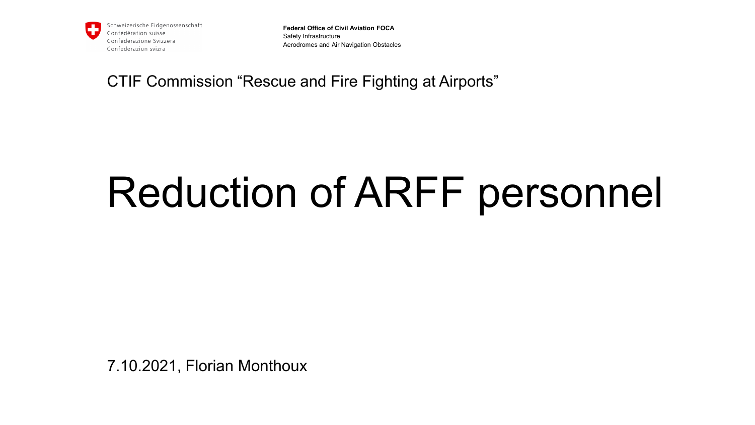Schweizerische Eidgenossenschaft
Confédération suisse
Confederazione Svizzera
Confederaziun svizra

**Federal Office of Civil Aviation FOCA**
Safety Infrastructure
Aerodromes and Air Navigation Obstacles

CTIF Commission “Rescue and Fire Fighting at Airports”

# Reduction of ARFF personnel

7.10.2021, Florian Monthoux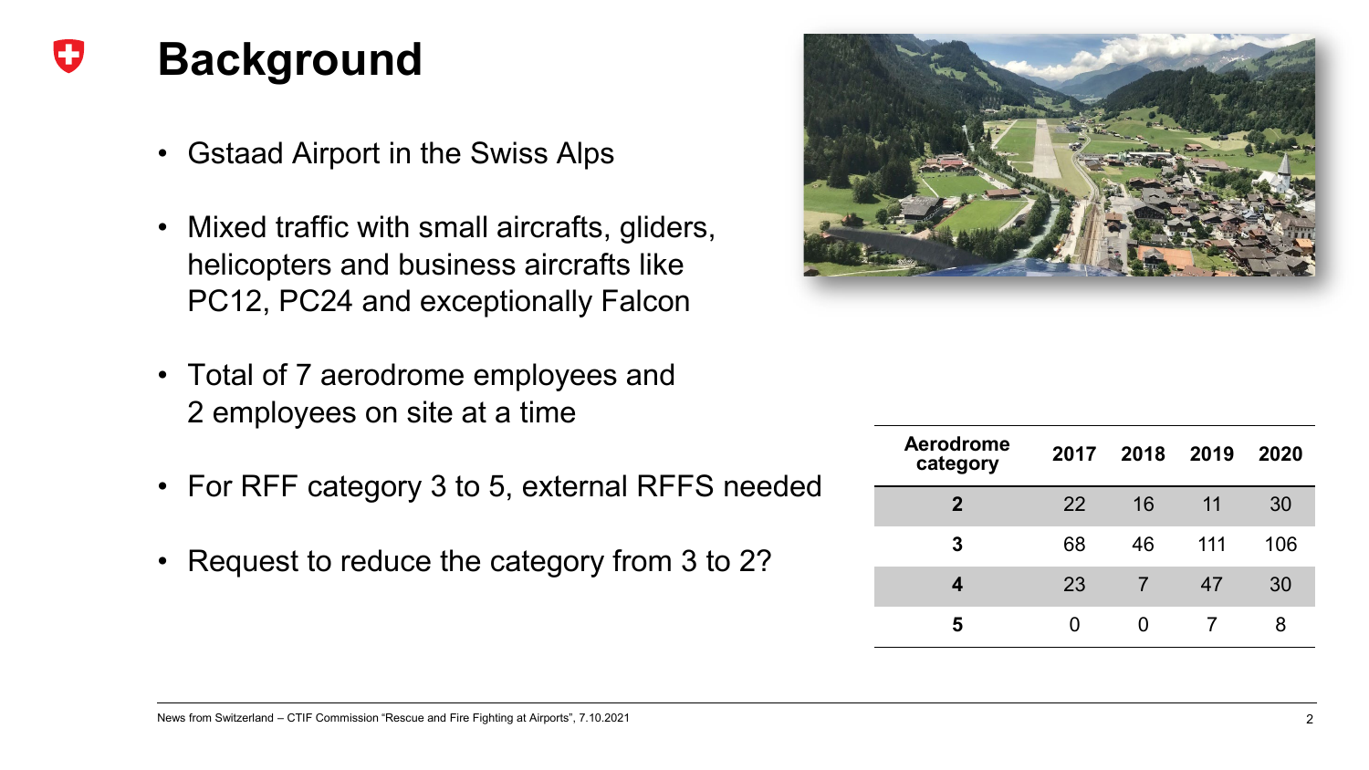# Background

- Gstaad Airport in the Swiss Alps
- Mixed traffic with small aircrafts, gliders, helicopters and business aircrafts like PC12, PC24 and exceptionally Falcon
- Total of 7 aerodrome employees and 2 employees on site at a time
- For RFF category 3 to 5, external RFFS needed
- Request to reduce the category from 3 to 2?

| Aerodrome category | 2017 | 2018 | 2019 | 2020 |
| --- | --- | --- | --- | --- |
| **2** | 22 | 16 | 11 | 30 |
| **3** | 68 | 46 | 111 | 106 |
| **4** | 23 | 7 | 47 | 30 |
| **5** | 0 | 0 | 7 | 8 |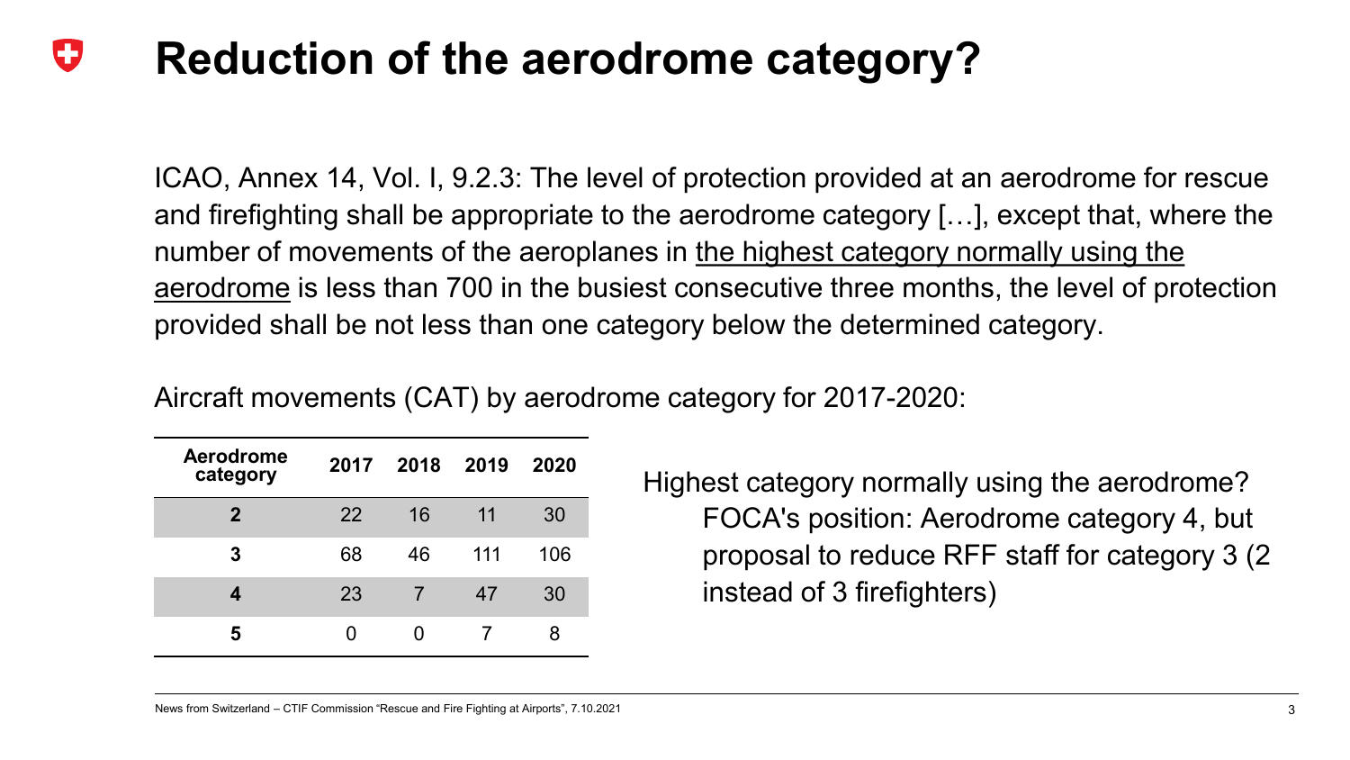# Reduction of the aerodrome category?

ICAO, Annex 14, Vol. I, 9.2.3: The level of protection provided at an aerodrome for rescue and firefighting shall be appropriate to the aerodrome category […], except that, where the number of movements of the aeroplanes in <u>the highest category normally using the aerodrome</u> is less than 700 in the busiest consecutive three months, the level of protection provided shall be not less than one category below the determined category.

Aircraft movements (CAT) by aerodrome category for 2017-2020:

| Aerodrome category | 2017 | 2018 | 2019 | 2020 |
|---|---|---|---|---|
| **2** | 22 | 16 | 11 | 30 |
| **3** | 68 | 46 | 111 | 106 |
| **4** | 23 | 7 | 47 | 30 |
| **5** | 0 | 0 | 7 | 8 |

Highest category normally using the aerodrome?

FOCA's position: Aerodrome category 4, but proposal to reduce RFF staff for category 3 (2 instead of 3 firefighters)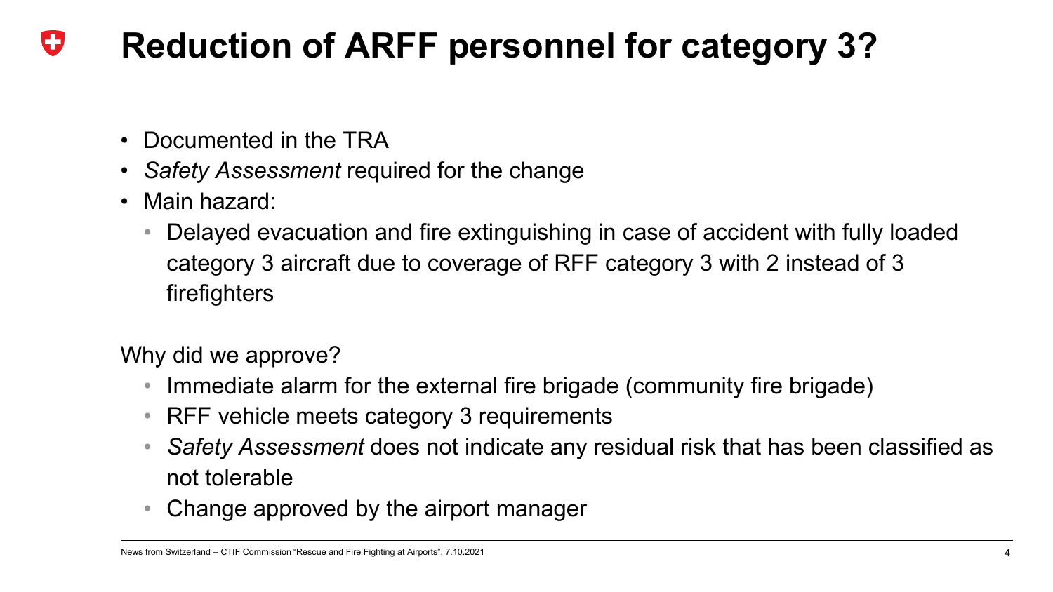# Reduction of ARFF personnel for category 3?

- Documented in the TRA
- *Safety Assessment* required for the change
- Main hazard:
  - Delayed evacuation and fire extinguishing in case of accident with fully loaded category 3 aircraft due to coverage of RFF category 3 with 2 instead of 3 firefighters

Why did we approve?

- Immediate alarm for the external fire brigade (community fire brigade)
- RFF vehicle meets category 3 requirements
- *Safety Assessment* does not indicate any residual risk that has been classified as not tolerable
- Change approved by the airport manager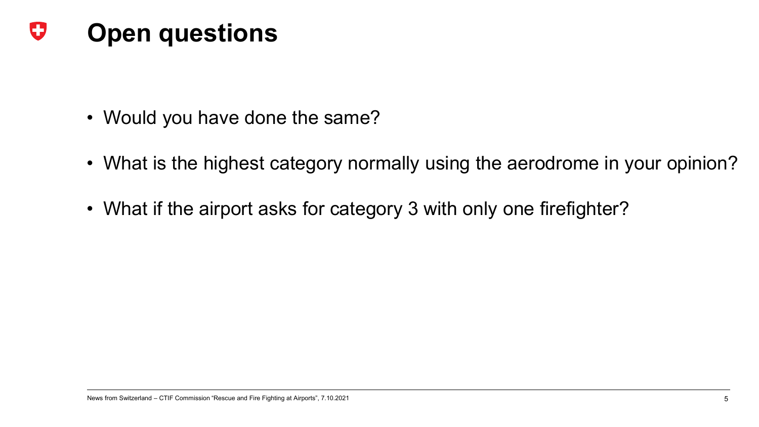# Open questions

- Would you have done the same?
- What is the highest category normally using the aerodrome in your opinion?
- What if the airport asks for category 3 with only one firefighter?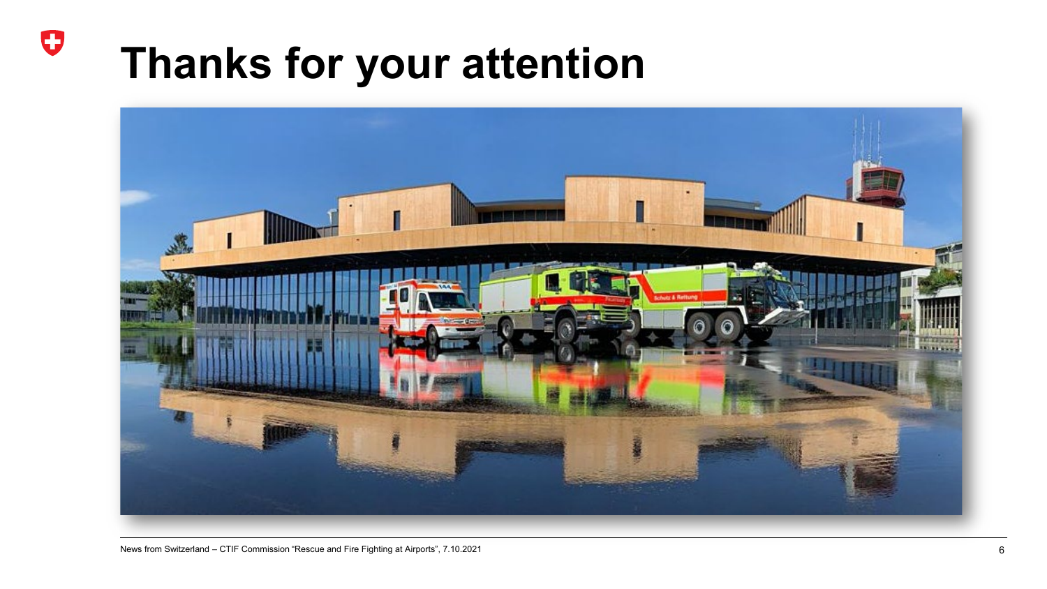# Thanks for your attention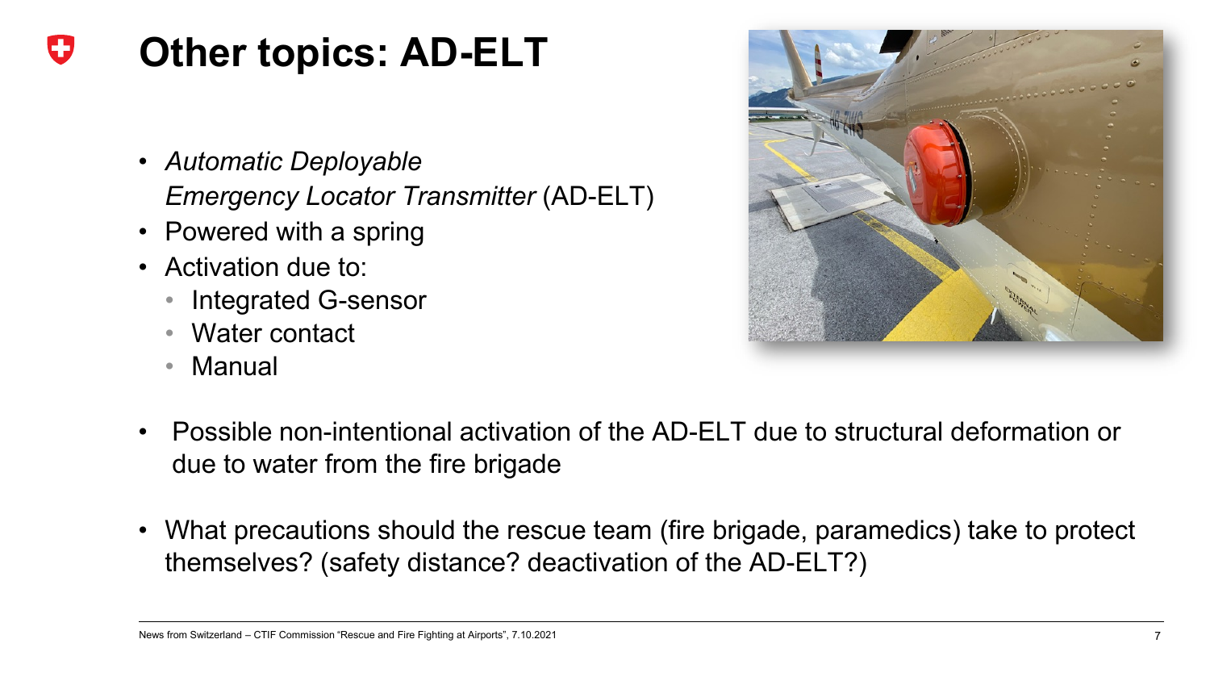# Other topics: AD-ELT

- *Automatic Deployable Emergency Locator Transmitter* (AD-ELT)
- Powered with a spring
- Activation due to:
  - Integrated G-sensor
  - Water contact
  - Manual

- Possible non-intentional activation of the AD-ELT due to structural deformation or due to water from the fire brigade

- What precautions should the rescue team (fire brigade, paramedics) take to protect themselves? (safety distance? deactivation of the AD-ELT?)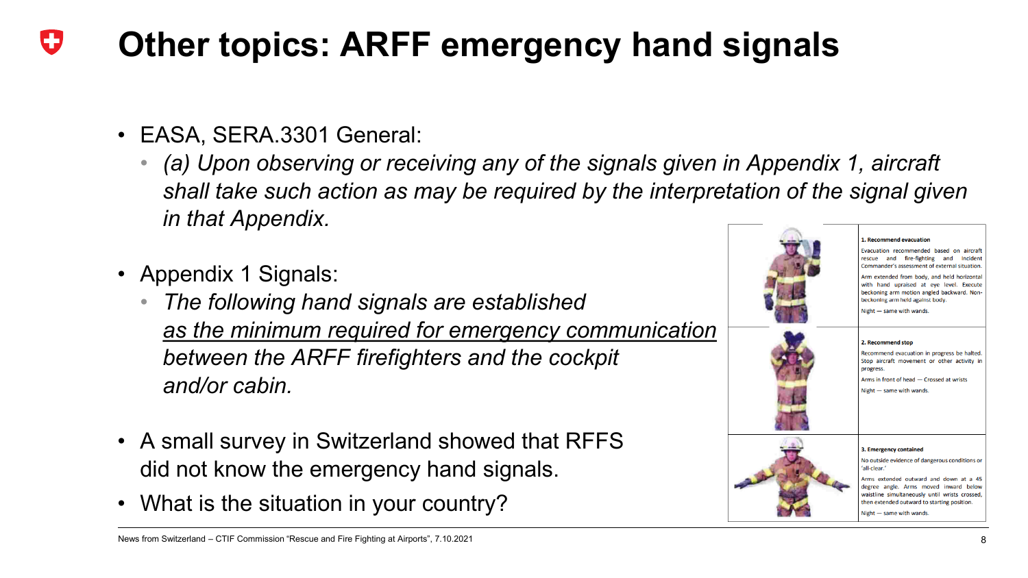# Other topics: ARFF emergency hand signals

- EASA, SERA.3301 General:
  - *(a) Upon observing or receiving any of the signals given in Appendix 1, aircraft shall take such action as may be required by the interpretation of the signal given in that Appendix.*
- Appendix 1 Signals:
  - *The following hand signals are established <u>as the minimum required for emergency communication</u> between the ARFF firefighters and the cockpit and/or cabin.*
- A small survey in Switzerland showed that RFFS did not know the emergency hand signals.
- What is the situation in your country?

| | |
|---|---|
| | **1. Recommend evacuation**<br>Evacuation recommended based on aircraft rescue and fire-fighting and incident Commander's assessment of external situation.<br>Arm extended from body, and held horizontal with hand upraised at eye level. Execute beckoning arm motion angled backward. Non-beckoning arm held against body.<br>Night — same with wands. |
| | **2. Recommend stop**<br>Recommend evacuation in progress be halted. Stop aircraft movement or other activity in progress.<br>Arms in front of head — Crossed at wrists<br>Night — same with wands. |
| | **3. Emergency contained**<br>No outside evidence of dangerous conditions or 'all-clear.'<br>Arms extended outward and down at a 45 degree angle. Arms moved inward below waistline simultaneously until wrists crossed, then extended outward to starting position.<br>Night — same with wands. |

News from Switzerland – CTIF Commission "Rescue and Fire Fighting at Airports", 7.10.2021